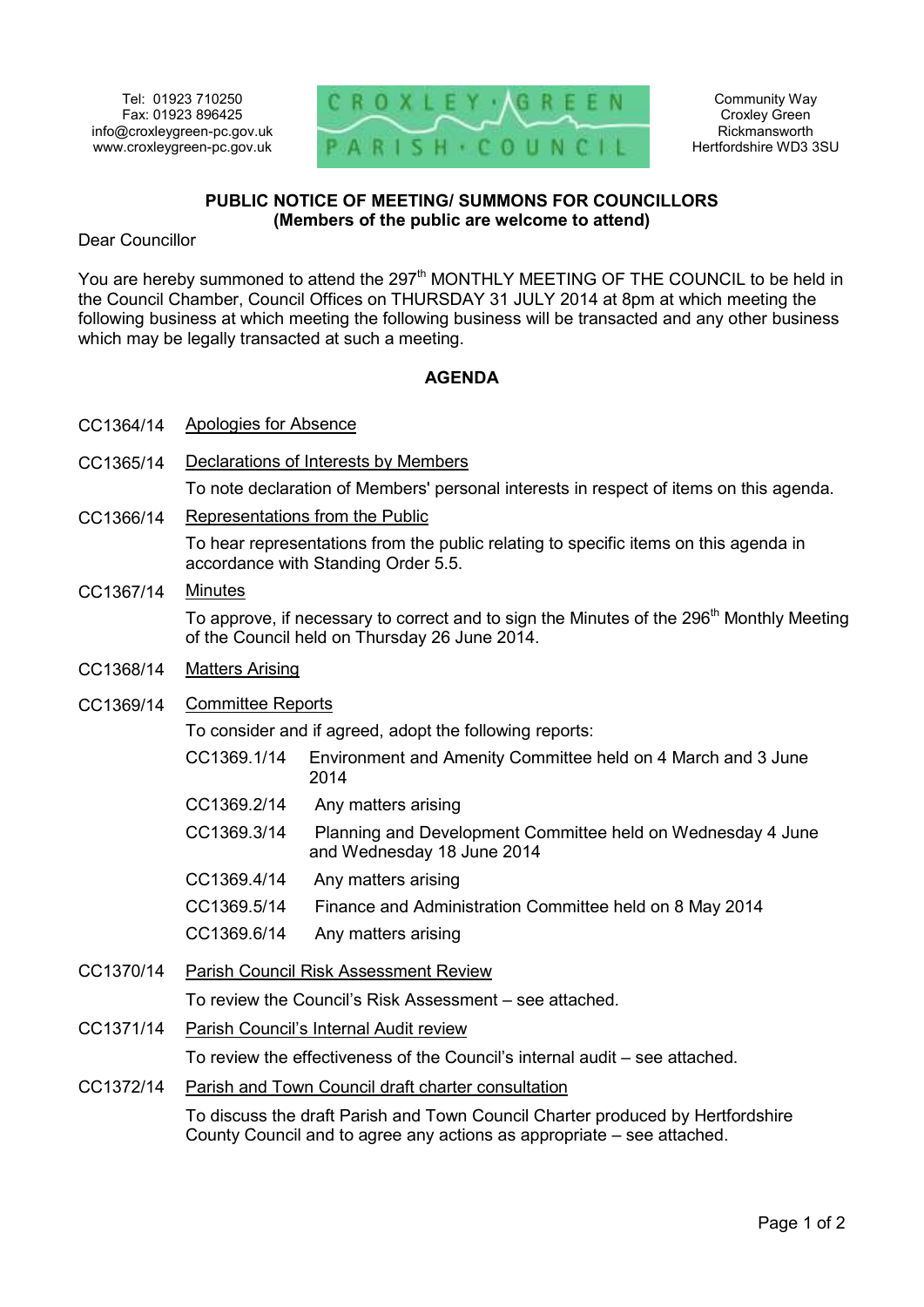Tel: 01923 710250
Fax: 01923 896425
info@croxleygreen-pc.gov.uk
www.croxleygreen-pc.gov.uk

CROXLEY · GREEN
PARISH · COUNCIL

Community Way
Croxley Green
Rickmansworth
Hertfordshire WD3 3SU

**PUBLIC NOTICE OF MEETING/ SUMMONS FOR COUNCILLORS**
**(Members of the public are welcome to attend)**

Dear Councillor

You are hereby summoned to attend the 297th MONTHLY MEETING OF THE COUNCIL to be held in the Council Chamber, Council Offices on THURSDAY 31 JULY 2014 at 8pm at which meeting the following business at which meeting the following business will be transacted and any other business which may be legally transacted at such a meeting.

## AGENDA

CC1364/14 Apologies for Absence

CC1365/14 Declarations of Interests by Members

To note declaration of Members' personal interests in respect of items on this agenda.

CC1366/14 Representations from the Public

To hear representations from the public relating to specific items on this agenda in accordance with Standing Order 5.5.

CC1367/14 Minutes

To approve, if necessary to correct and to sign the Minutes of the 296th Monthly Meeting of the Council held on Thursday 26 June 2014.

CC1368/14 Matters Arising

CC1369/14 Committee Reports

To consider and if agreed, adopt the following reports:

- CC1369.1/14 Environment and Amenity Committee held on 4 March and 3 June 2014
- CC1369.2/14 Any matters arising
- CC1369.3/14 Planning and Development Committee held on Wednesday 4 June and Wednesday 18 June 2014
- CC1369.4/14 Any matters arising
- CC1369.5/14 Finance and Administration Committee held on 8 May 2014
- CC1369.6/14 Any matters arising

CC1370/14 Parish Council Risk Assessment Review

To review the Council's Risk Assessment – see attached.

CC1371/14 Parish Council's Internal Audit review

To review the effectiveness of the Council's internal audit – see attached.

CC1372/14 Parish and Town Council draft charter consultation

To discuss the draft Parish and Town Council Charter produced by Hertfordshire County Council and to agree any actions as appropriate – see attached.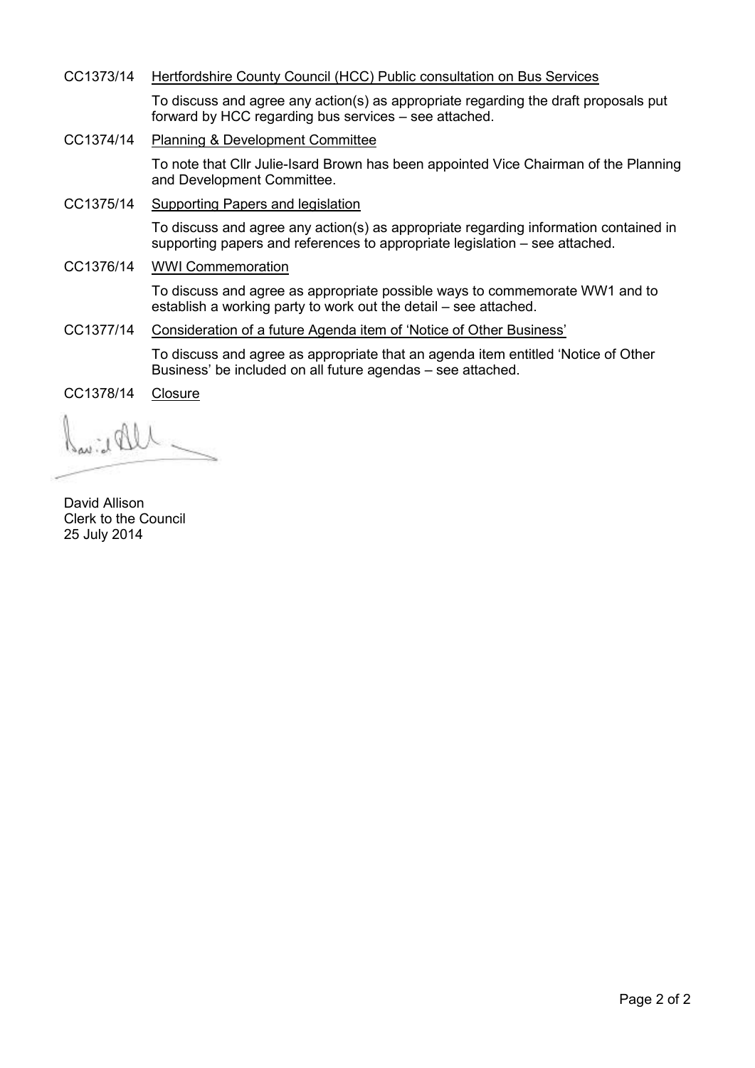CC1373/14 Hertfordshire County Council (HCC) Public consultation on Bus Services

To discuss and agree any action(s) as appropriate regarding the draft proposals put forward by HCC regarding bus services – see attached.

CC1374/14 Planning & Development Committee

To note that Cllr Julie-Isard Brown has been appointed Vice Chairman of the Planning and Development Committee.

CC1375/14 Supporting Papers and legislation

To discuss and agree any action(s) as appropriate regarding information contained in supporting papers and references to appropriate legislation – see attached.

CC1376/14 WWI Commemoration

To discuss and agree as appropriate possible ways to commemorate WW1 and to establish a working party to work out the detail – see attached.

CC1377/14 Consideration of a future Agenda item of 'Notice of Other Business'

To discuss and agree as appropriate that an agenda item entitled 'Notice of Other Business' be included on all future agendas – see attached.

CC1378/14 Closure

David Allison
Clerk to the Council
25 July 2014